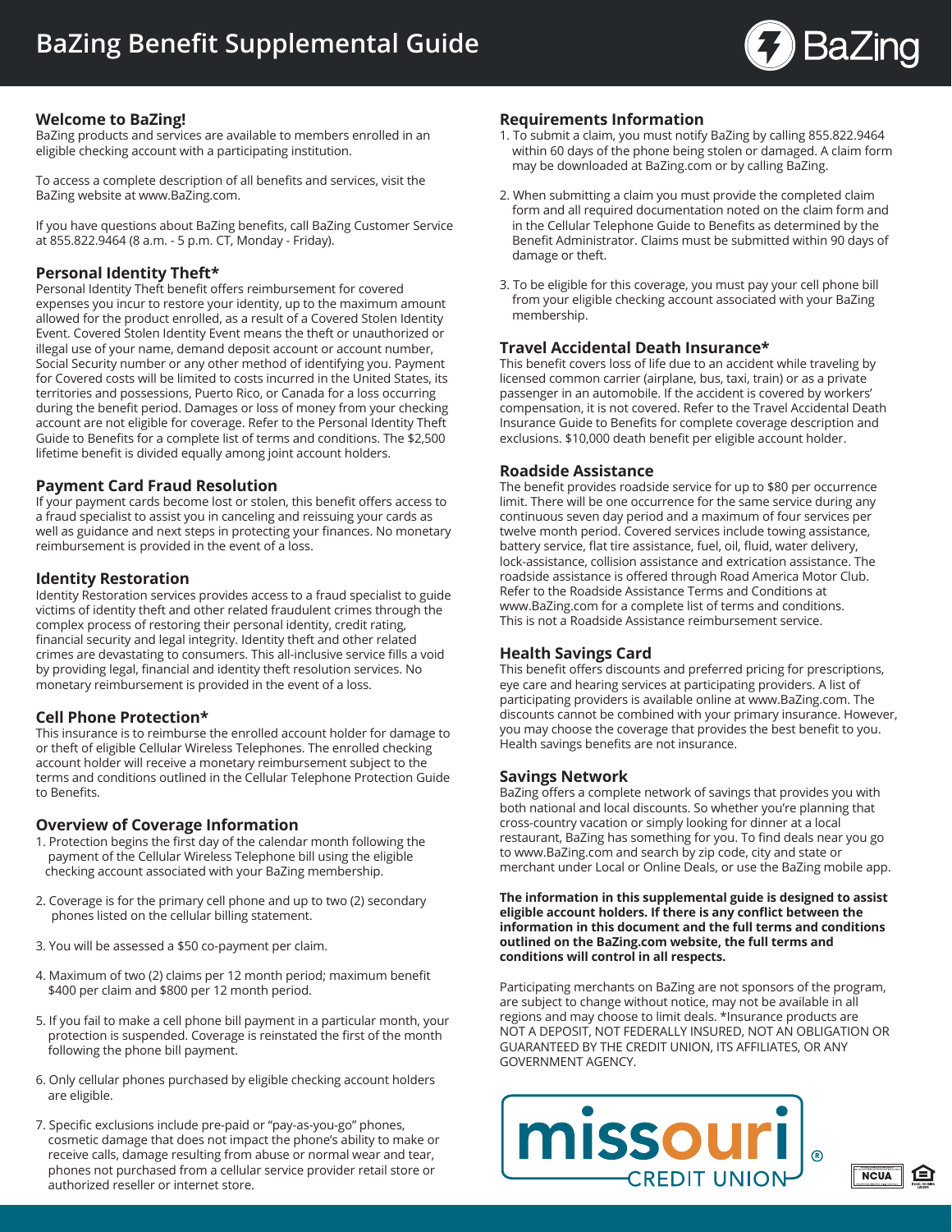# BaZing Benefit Supplemental Guide

## Welcome to BaZing!

BaZing products and services are available to members enrolled in an eligible checking account with a participating institution.

To access a complete description of all benefits and services, visit the BaZing website at www.BaZing.com.

If you have questions about BaZing benefits, call BaZing Customer Service at 855.822.9464 (8 a.m. - 5 p.m. CT, Monday - Friday).

## Personal Identity Theft*

Personal Identity Theft benefit offers reimbursement for covered expenses you incur to restore your identity, up to the maximum amount allowed for the product enrolled, as a result of a Covered Stolen Identity Event. Covered Stolen Identity Event means the theft or unauthorized or illegal use of your name, demand deposit account or account number, Social Security number or any other method of identifying you. Payment for Covered costs will be limited to costs incurred in the United States, its territories and possessions, Puerto Rico, or Canada for a loss occurring during the benefit period. Damages or loss of money from your checking account are not eligible for coverage. Refer to the Personal Identity Theft Guide to Benefits for a complete list of terms and conditions. The $2,500 lifetime benefit is divided equally among joint account holders.

## Payment Card Fraud Resolution

If your payment cards become lost or stolen, this benefit offers access to a fraud specialist to assist you in canceling and reissuing your cards as well as guidance and next steps in protecting your finances. No monetary reimbursement is provided in the event of a loss.

## Identity Restoration

Identity Restoration services provides access to a fraud specialist to guide victims of identity theft and other related fraudulent crimes through the complex process of restoring their personal identity, credit rating, financial security and legal integrity. Identity theft and other related crimes are devastating to consumers. This all-inclusive service fills a void by providing legal, financial and identity theft resolution services. No monetary reimbursement is provided in the event of a loss.

## Cell Phone Protection*

This insurance is to reimburse the enrolled account holder for damage to or theft of eligible Cellular Wireless Telephones. The enrolled checking account holder will receive a monetary reimbursement subject to the terms and conditions outlined in the Cellular Telephone Protection Guide to Benefits.

## Overview of Coverage Information

1. Protection begins the first day of the calendar month following the payment of the Cellular Wireless Telephone bill using the eligible checking account associated with your BaZing membership.
2. Coverage is for the primary cell phone and up to two (2) secondary phones listed on the cellular billing statement.
3. You will be assessed a $50 co-payment per claim.
4. Maximum of two (2) claims per 12 month period; maximum benefit $400 per claim and $800 per 12 month period.
5. If you fail to make a cell phone bill payment in a particular month, your protection is suspended. Coverage is reinstated the first of the month following the phone bill payment.
6. Only cellular phones purchased by eligible checking account holders are eligible.
7. Specific exclusions include pre-paid or "pay-as-you-go" phones, cosmetic damage that does not impact the phone's ability to make or receive calls, damage resulting from abuse or normal wear and tear, phones not purchased from a cellular service provider retail store or authorized reseller or internet store.

## Requirements Information

1. To submit a claim, you must notify BaZing by calling 855.822.9464 within 60 days of the phone being stolen or damaged. A claim form may be downloaded at BaZing.com or by calling BaZing.
2. When submitting a claim you must provide the completed claim form and all required documentation noted on the claim form and in the Cellular Telephone Guide to Benefits as determined by the Benefit Administrator. Claims must be submitted within 90 days of damage or theft.
3. To be eligible for this coverage, you must pay your cell phone bill from your eligible checking account associated with your BaZing membership.

## Travel Accidental Death Insurance*

This benefit covers loss of life due to an accident while traveling by licensed common carrier (airplane, bus, taxi, train) or as a private passenger in an automobile. If the accident is covered by workers' compensation, it is not covered. Refer to the Travel Accidental Death Insurance Guide to Benefits for complete coverage description and exclusions. $10,000 death benefit per eligible account holder.

## Roadside Assistance

The benefit provides roadside service for up to $80 per occurrence limit. There will be one occurrence for the same service during any continuous seven day period and a maximum of four services per twelve month period. Covered services include towing assistance, battery service, flat tire assistance, fuel, oil, fluid, water delivery, lock-assistance, collision assistance and extrication assistance. The roadside assistance is offered through Road America Motor Club. Refer to the Roadside Assistance Terms and Conditions at www.BaZing.com for a complete list of terms and conditions. This is not a Roadside Assistance reimbursement service.

## Health Savings Card

This benefit offers discounts and preferred pricing for prescriptions, eye care and hearing services at participating providers. A list of participating providers is available online at www.BaZing.com. The discounts cannot be combined with your primary insurance. However, you may choose the coverage that provides the best benefit to you. Health savings benefits are not insurance.

## Savings Network

BaZing offers a complete network of savings that provides you with both national and local discounts. So whether you're planning that cross-country vacation or simply looking for dinner at a local restaurant, BaZing has something for you. To find deals near you go to www.BaZing.com and search by zip code, city and state or merchant under Local or Online Deals, or use the BaZing mobile app.

**The information in this supplemental guide is designed to assist eligible account holders. If there is any conflict between the information in this document and the full terms and conditions outlined on the BaZing.com website, the full terms and conditions will control in all respects.**

Participating merchants on BaZing are not sponsors of the program, are subject to change without notice, may not be available in all regions and may choose to limit deals. *Insurance products are NOT A DEPOSIT, NOT FEDERALLY INSURED, NOT AN OBLIGATION OR GUARANTEED BY THE CREDIT UNION, ITS AFFILIATES, OR ANY GOVERNMENT AGENCY.

missouri CREDIT UNION

NCUA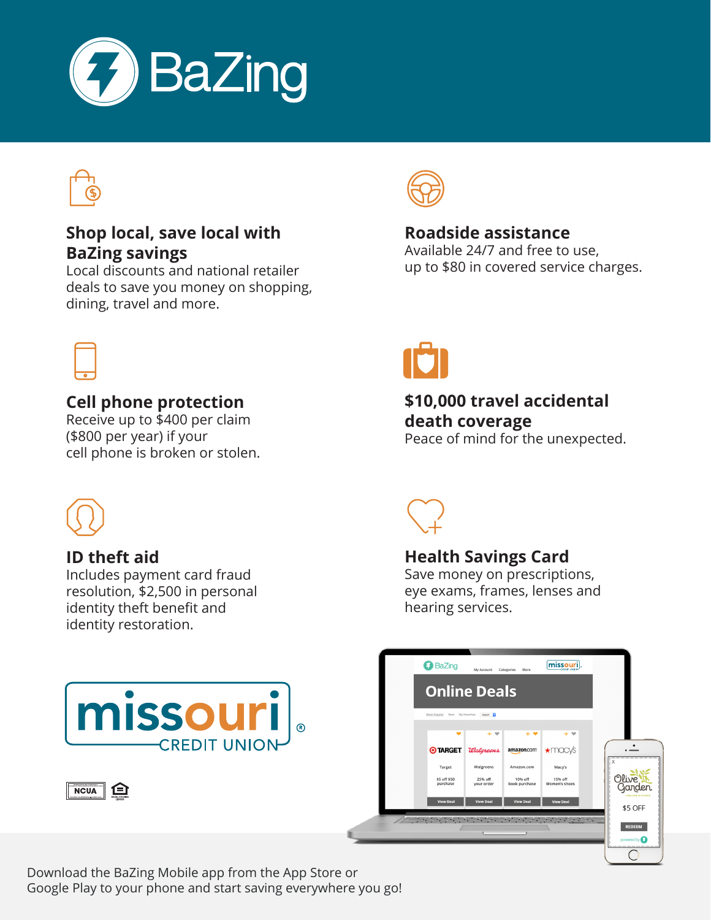# BaZing

## Shop local, save local with BaZing savings

Local discounts and national retailer deals to save you money on shopping, dining, travel and more.

## Roadside assistance

Available 24/7 and free to use, up to $80 in covered service charges.

## Cell phone protection

Receive up to $400 per claim ($800 per year) if your cell phone is broken or stolen.

## $10,000 travel accidental death coverage

Peace of mind for the unexpected.

## ID theft aid

Includes payment card fraud resolution, $2,500 in personal identity theft benefit and identity restoration.

## Health Savings Card

Save money on prescriptions, eye exams, frames, lenses and hearing services.

missouri CREDIT UNION®

NCUA

Download the BaZing Mobile app from the App Store or Google Play to your phone and start saving everywhere you go!